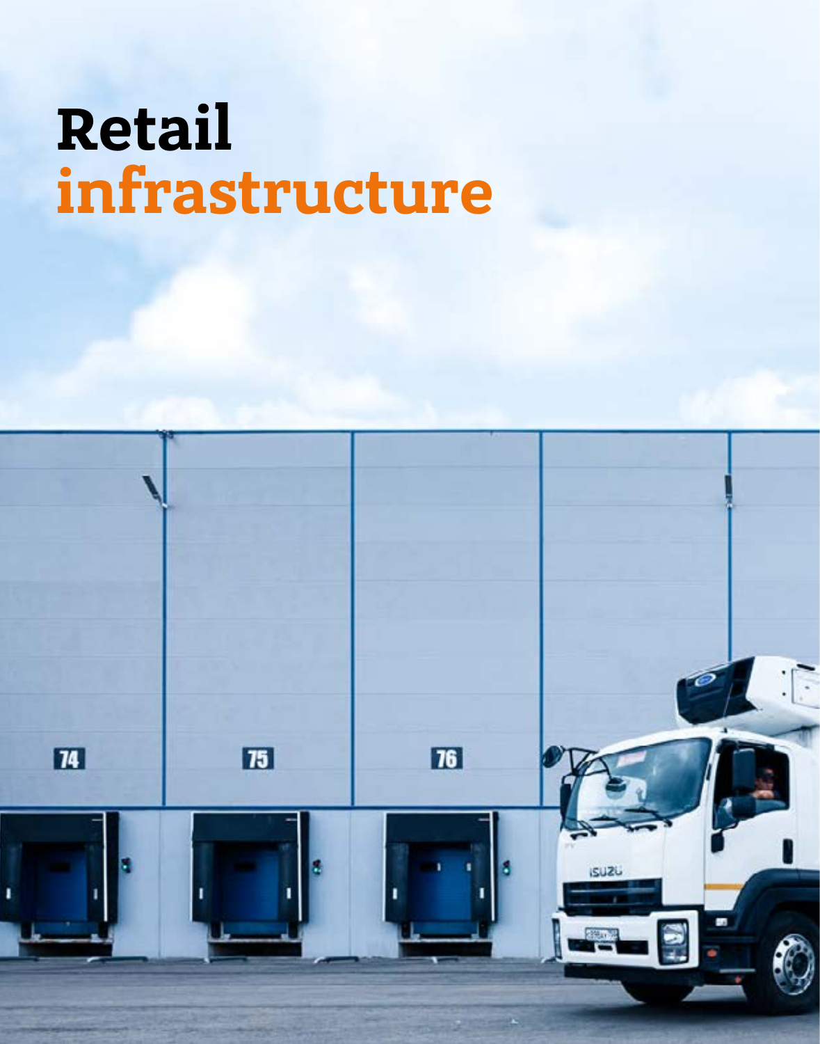# Retail infrastructure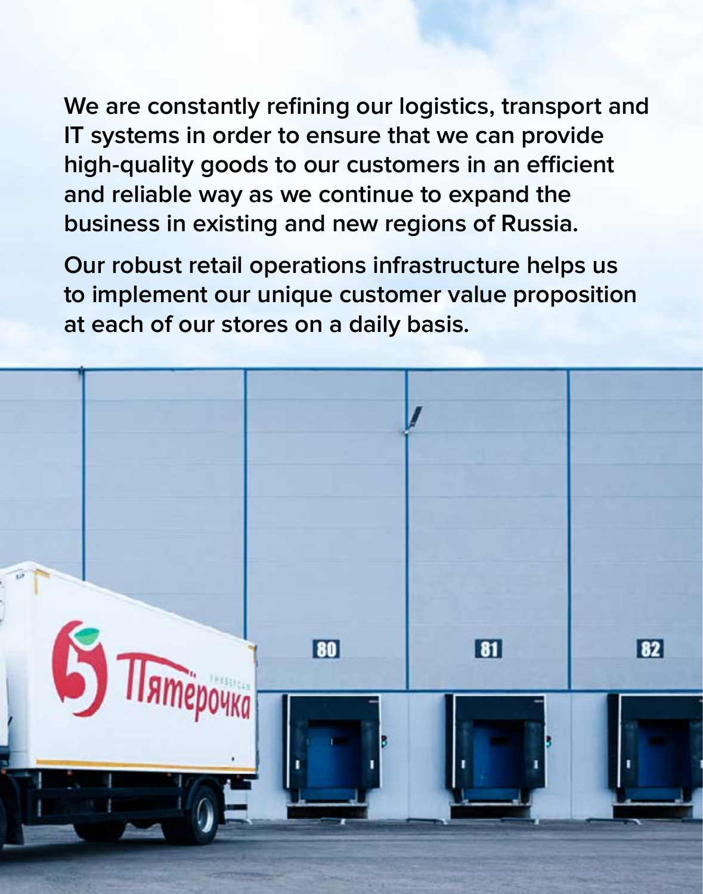**We are constantly refining our logistics, transport and IT systems in order to ensure that we can provide high-quality goods to our customers in an efficient and reliable way as we continue to expand the business in existing and new regions of Russia.**

**Our robust retail operations infrastructure helps us to implement our unique customer value proposition at each of our stores on a daily basis.**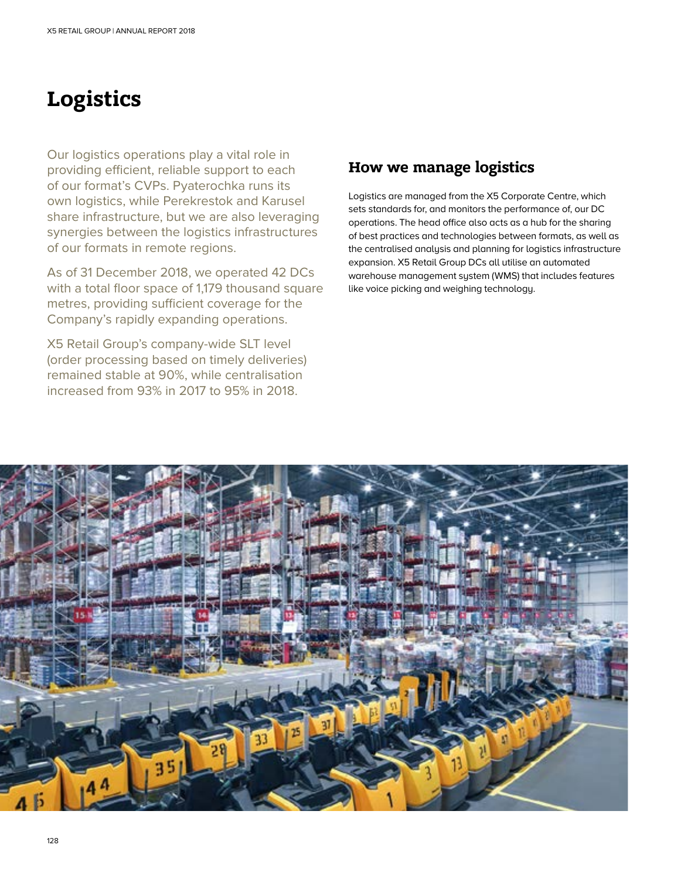# Logistics

Our logistics operations play a vital role in providing efficient, reliable support to each of our format's CVPs. Pyaterochka runs its own logistics, while Perekrestok and Karusel share infrastructure, but we are also leveraging synergies between the logistics infrastructures of our formats in remote regions.

As of 31 December 2018, we operated 42 DCs with a total floor space of 1,179 thousand square metres, providing sufficient coverage for the Company's rapidly expanding operations.

X5 Retail Group's company-wide SLT level (order processing based on timely deliveries) remained stable at 90%, while centralisation increased from 93% in 2017 to 95% in 2018.

## How we manage logistics

Logistics are managed from the X5 Corporate Centre, which sets standards for, and monitors the performance of, our DC operations. The head office also acts as a hub for the sharing of best practices and technologies between formats, as well as the centralised analysis and planning for logistics infrastructure expansion. X5 Retail Group DCs all utilise an automated warehouse management system (WMS) that includes features like voice picking and weighing technology.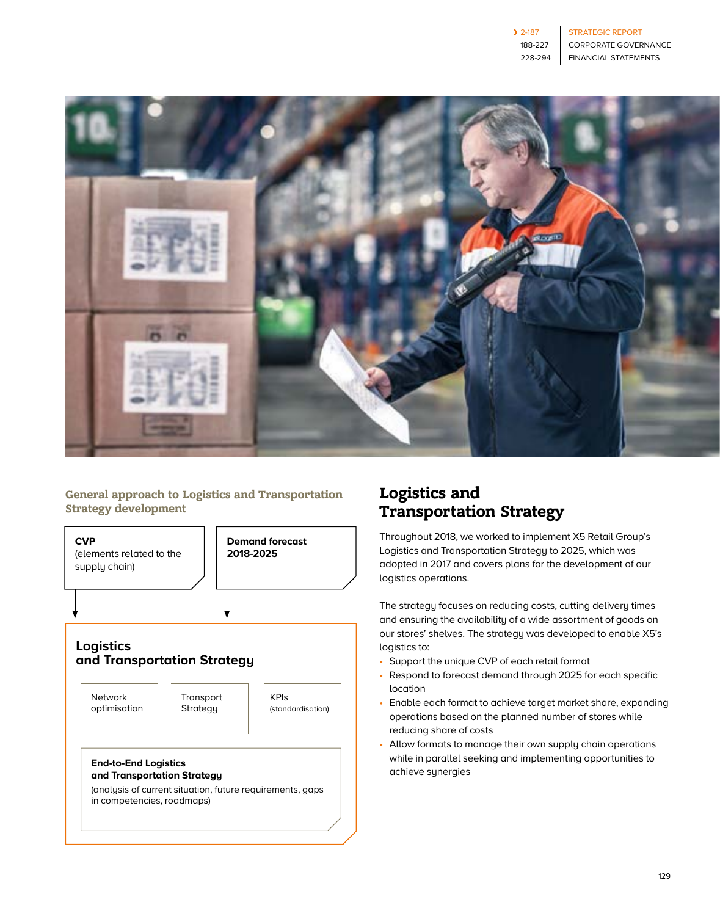### General approach to Logistics and Transportation Strategy development

**CVP**
(elements related to the supply chain)

**Demand forecast 2018-2025**

**Logistics and Transportation Strategy**

- Network optimisation
- Transport Strategy
- KPIs (standardisation)

**End-to-End Logistics and Transportation Strategy**
(analysis of current situation, future requirements, gaps in competencies, roadmaps)

## Logistics and Transportation Strategy

Throughout 2018, we worked to implement X5 Retail Group's Logistics and Transportation Strategy to 2025, which was adopted in 2017 and covers plans for the development of our logistics operations.

The strategy focuses on reducing costs, cutting delivery times and ensuring the availability of a wide assortment of goods on our stores' shelves. The strategy was developed to enable X5's logistics to:

- Support the unique CVP of each retail format
- Respond to forecast demand through 2025 for each specific location
- Enable each format to achieve target market share, expanding operations based on the planned number of stores while reducing share of costs
- Allow formats to manage their own supply chain operations while in parallel seeking and implementing opportunities to achieve synergies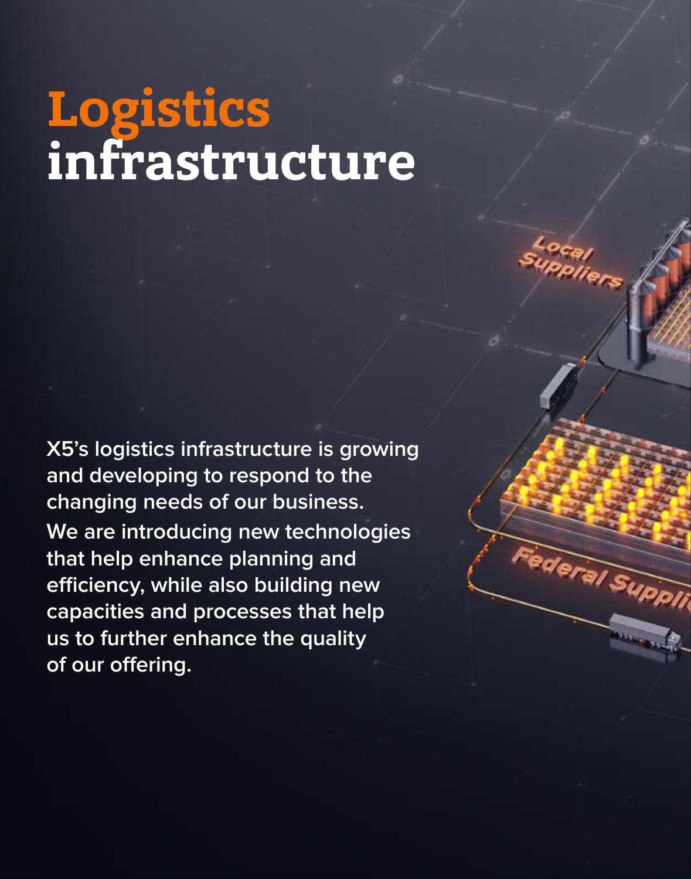# Logistics infrastructure

**X5's logistics infrastructure is growing and developing to respond to the changing needs of our business.**

**We are introducing new technologies that help enhance planning and efficiency, while also building new capacities and processes that help us to further enhance the quality of our offering.**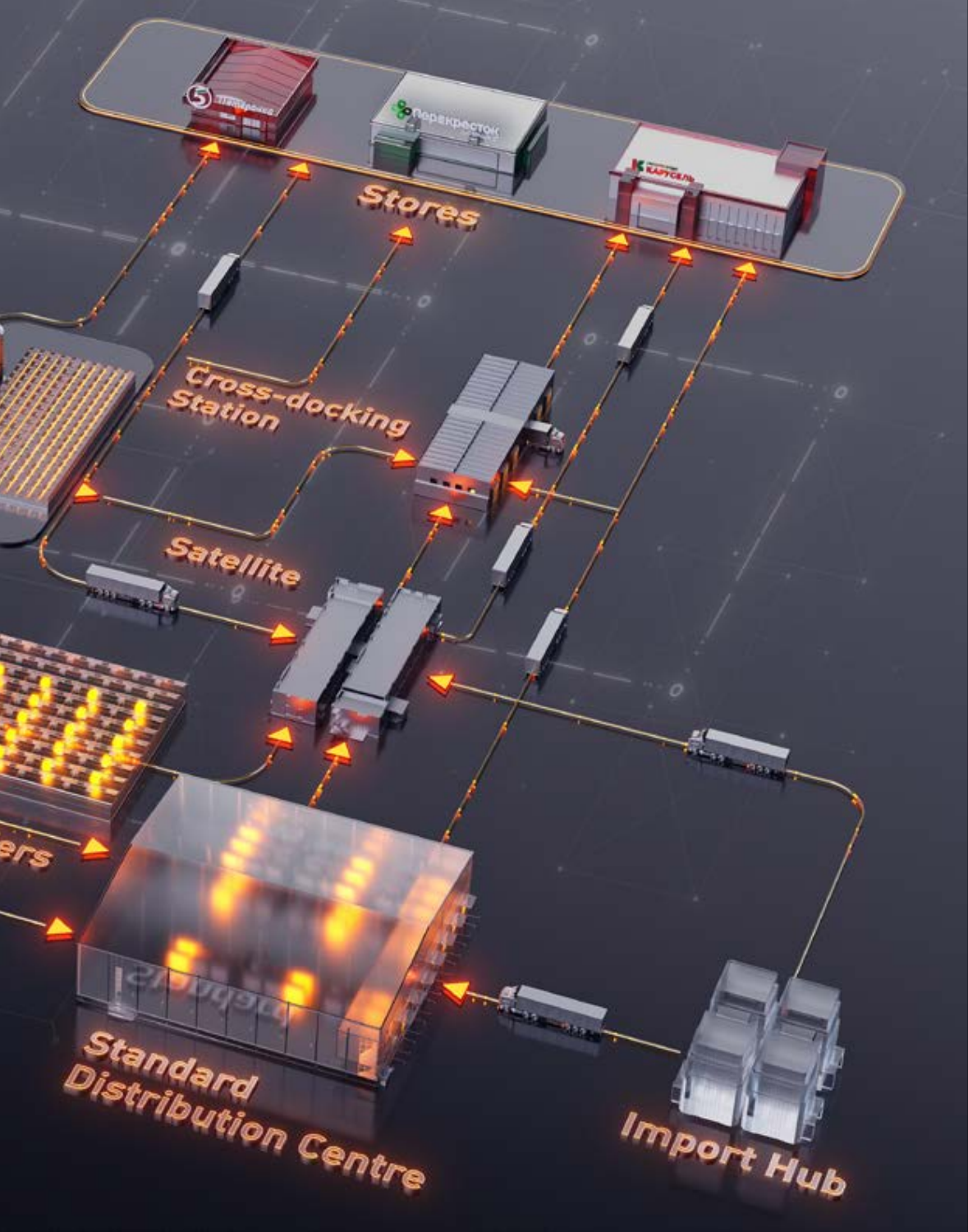Stores

Cross-docking Station

Satellite

ers

Standard Distribution Centre

Import Hub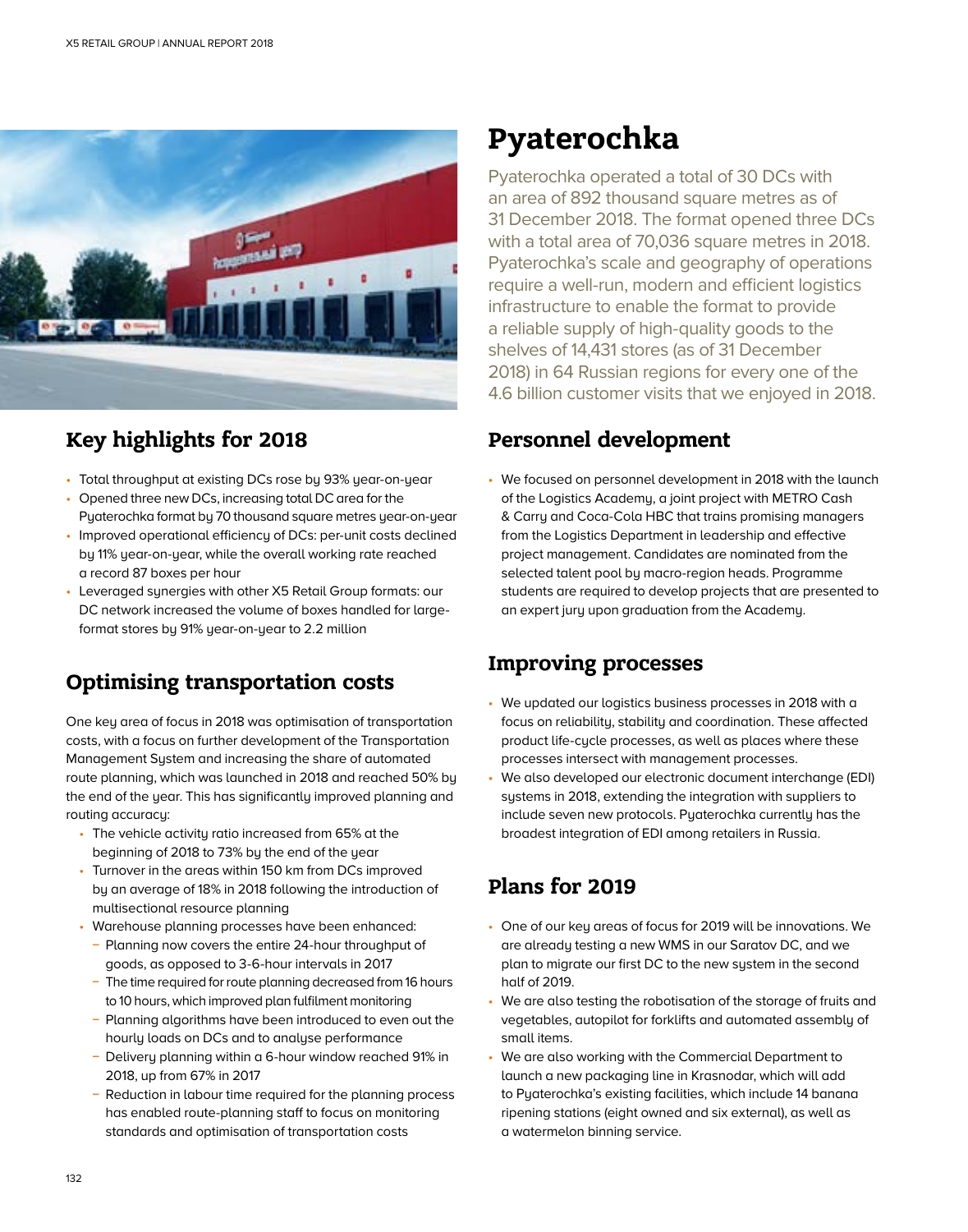# Pyaterochka

Pyaterochka operated a total of 30 DCs with an area of 892 thousand square metres as of 31 December 2018. The format opened three DCs with a total area of 70,036 square metres in 2018. Pyaterochka's scale and geography of operations require a well-run, modern and efficient logistics infrastructure to enable the format to provide a reliable supply of high-quality goods to the shelves of 14,431 stores (as of 31 December 2018) in 64 Russian regions for every one of the 4.6 billion customer visits that we enjoyed in 2018.

## Key highlights for 2018

- Total throughput at existing DCs rose by 93% year-on-year
- Opened three new DCs, increasing total DC area for the Pyaterochka format by 70 thousand square metres year-on-year
- Improved operational efficiency of DCs: per-unit costs declined by 11% year-on-year, while the overall working rate reached a record 87 boxes per hour
- Leveraged synergies with other X5 Retail Group formats: our DC network increased the volume of boxes handled for large-format stores by 91% year-on-year to 2.2 million

## Optimising transportation costs

One key area of focus in 2018 was optimisation of transportation costs, with a focus on further development of the Transportation Management System and increasing the share of automated route planning, which was launched in 2018 and reached 50% by the end of the year. This has significantly improved planning and routing accuracy:

- The vehicle activity ratio increased from 65% at the beginning of 2018 to 73% by the end of the year
- Turnover in the areas within 150 km from DCs improved by an average of 18% in 2018 following the introduction of multisectional resource planning
- Warehouse planning processes have been enhanced:
  - Planning now covers the entire 24-hour throughput of goods, as opposed to 3-6-hour intervals in 2017
  - The time required for route planning decreased from 16 hours to 10 hours, which improved plan fulfilment monitoring
  - Planning algorithms have been introduced to even out the hourly loads on DCs and to analyse performance
  - Delivery planning within a 6-hour window reached 91% in 2018, up from 67% in 2017
  - Reduction in labour time required for the planning process has enabled route-planning staff to focus on monitoring standards and optimisation of transportation costs

## Personnel development

- We focused on personnel development in 2018 with the launch of the Logistics Academy, a joint project with METRO Cash & Carry and Coca-Cola HBC that trains promising managers from the Logistics Department in leadership and effective project management. Candidates are nominated from the selected talent pool by macro-region heads. Programme students are required to develop projects that are presented to an expert jury upon graduation from the Academy.

## Improving processes

- We updated our logistics business processes in 2018 with a focus on reliability, stability and coordination. These affected product life-cycle processes, as well as places where these processes intersect with management processes.
- We also developed our electronic document interchange (EDI) systems in 2018, extending the integration with suppliers to include seven new protocols. Pyaterochka currently has the broadest integration of EDI among retailers in Russia.

## Plans for 2019

- One of our key areas of focus for 2019 will be innovations. We are already testing a new WMS in our Saratov DC, and we plan to migrate our first DC to the new system in the second half of 2019.
- We are also testing the robotisation of the storage of fruits and vegetables, autopilot for forklifts and automated assembly of small items.
- We are also working with the Commercial Department to launch a new packaging line in Krasnodar, which will add to Pyaterochka's existing facilities, which include 14 banana ripening stations (eight owned and six external), as well as a watermelon binning service.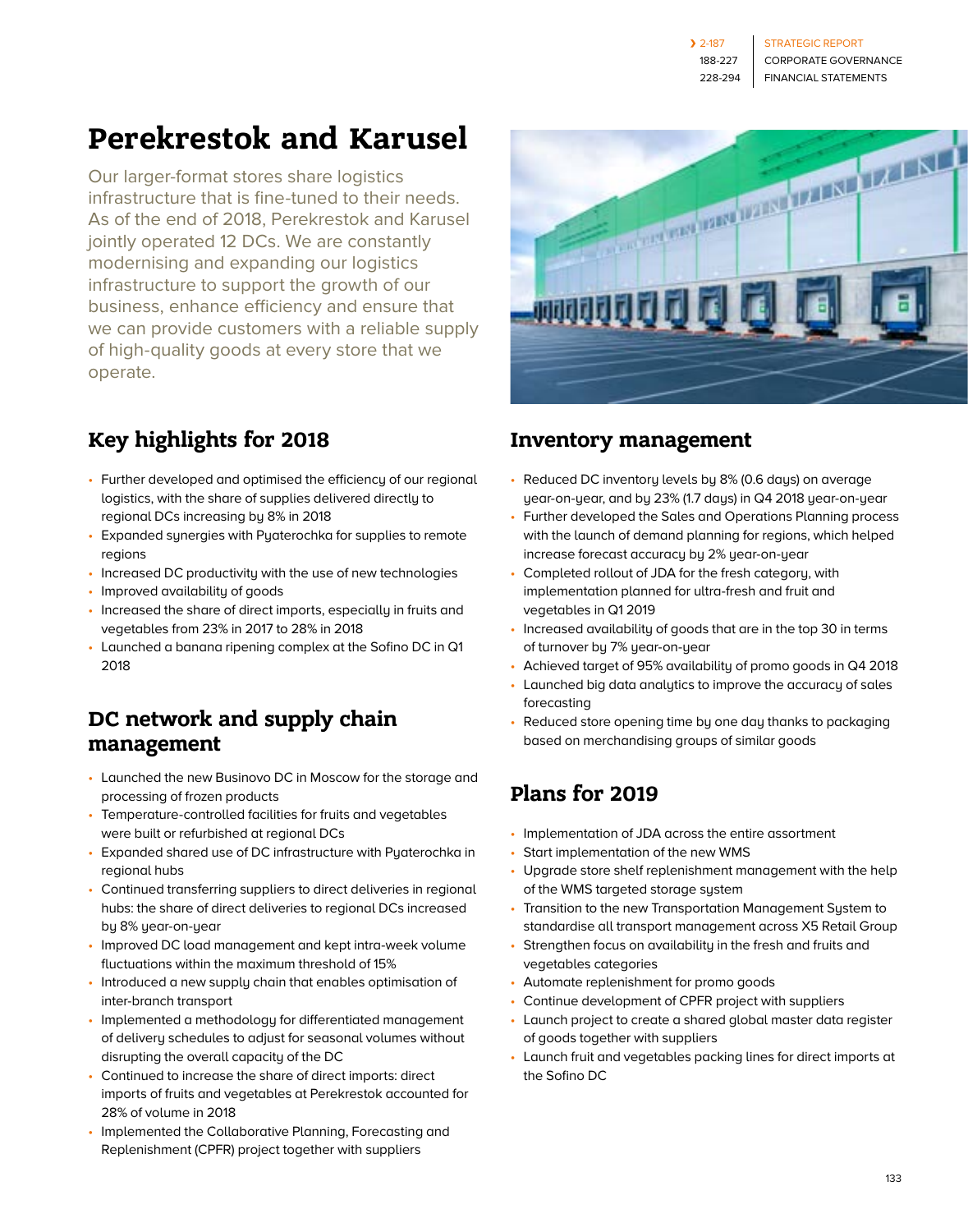# Perekrestok and Karusel

Our larger-format stores share logistics infrastructure that is fine-tuned to their needs. As of the end of 2018, Perekrestok and Karusel jointly operated 12 DCs. We are constantly modernising and expanding our logistics infrastructure to support the growth of our business, enhance efficiency and ensure that we can provide customers with a reliable supply of high-quality goods at every store that we operate.

## Key highlights for 2018

- Further developed and optimised the efficiency of our regional logistics, with the share of supplies delivered directly to regional DCs increasing by 8% in 2018
- Expanded synergies with Pyaterochka for supplies to remote regions
- Increased DC productivity with the use of new technologies
- Improved availability of goods
- Increased the share of direct imports, especially in fruits and vegetables from 23% in 2017 to 28% in 2018
- Launched a banana ripening complex at the Sofino DC in Q1 2018

## DC network and supply chain management

- Launched the new Businovo DC in Moscow for the storage and processing of frozen products
- Temperature-controlled facilities for fruits and vegetables were built or refurbished at regional DCs
- Expanded shared use of DC infrastructure with Pyaterochka in regional hubs
- Continued transferring suppliers to direct deliveries in regional hubs: the share of direct deliveries to regional DCs increased by 8% year-on-year
- Improved DC load management and kept intra-week volume fluctuations within the maximum threshold of 15%
- Introduced a new supply chain that enables optimisation of inter-branch transport
- Implemented a methodology for differentiated management of delivery schedules to adjust for seasonal volumes without disrupting the overall capacity of the DC
- Continued to increase the share of direct imports: direct imports of fruits and vegetables at Perekrestok accounted for 28% of volume in 2018
- Implemented the Collaborative Planning, Forecasting and Replenishment (CPFR) project together with suppliers

## Inventory management

- Reduced DC inventory levels by 8% (0.6 days) on average year-on-year, and by 23% (1.7 days) in Q4 2018 year-on-year
- Further developed the Sales and Operations Planning process with the launch of demand planning for regions, which helped increase forecast accuracy by 2% year-on-year
- Completed rollout of JDA for the fresh category, with implementation planned for ultra-fresh and fruit and vegetables in Q1 2019
- Increased availability of goods that are in the top 30 in terms of turnover by 7% year-on-year
- Achieved target of 95% availability of promo goods in Q4 2018
- Launched big data analytics to improve the accuracy of sales forecasting
- Reduced store opening time by one day thanks to packaging based on merchandising groups of similar goods

## Plans for 2019

- Implementation of JDA across the entire assortment
- Start implementation of the new WMS
- Upgrade store shelf replenishment management with the help of the WMS targeted storage system
- Transition to the new Transportation Management System to standardise all transport management across X5 Retail Group
- Strengthen focus on availability in the fresh and fruits and vegetables categories
- Automate replenishment for promo goods
- Continue development of CPFR project with suppliers
- Launch project to create a shared global master data register of goods together with suppliers
- Launch fruit and vegetables packing lines for direct imports at the Sofino DC